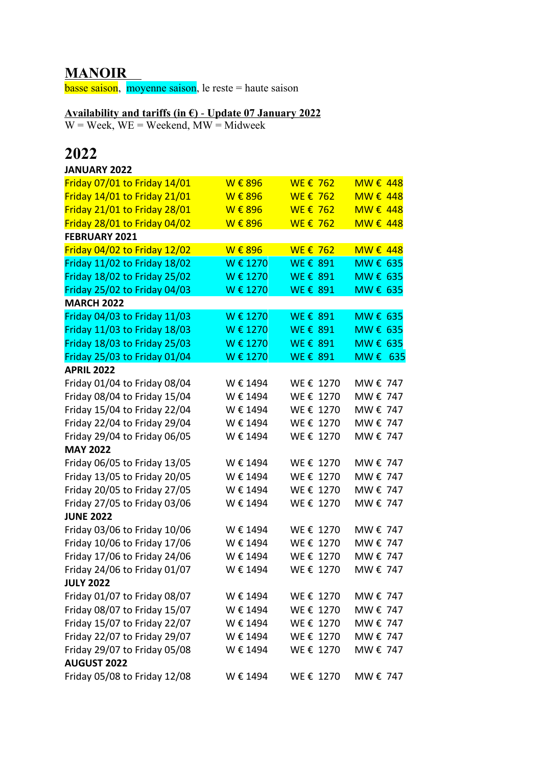# MANOIR

basse saison, moyenne saison, le reste = haute saison

**Availability and tariffs (in €) - Update 07 January 2022**

W = Week, WE = Weekend, MW = Midweek

## 2022

| JANUARY 2022 | | | |
|---|---|---|---|
| Friday 07/01 to Friday 14/01 | W € 896 | WE € 762 | MW € 448 |
| Friday 14/01 to Friday 21/01 | W € 896 | WE € 762 | MW € 448 |
| Friday 21/01 to Friday 28/01 | W € 896 | WE € 762 | MW € 448 |
| Friday 28/01 to Friday 04/02 | W € 896 | WE € 762 | MW € 448 |
| **FEBRUARY 2021** | | | |
| Friday 04/02 to Friday 12/02 | W € 896 | WE € 762 | MW € 448 |
| Friday 11/02 to Friday 18/02 | W € 1270 | WE € 891 | MW € 635 |
| Friday 18/02 to Friday 25/02 | W € 1270 | WE € 891 | MW € 635 |
| Friday 25/02 to Friday 04/03 | W € 1270 | WE € 891 | MW € 635 |
| **MARCH 2022** | | | |
| Friday 04/03 to Friday 11/03 | W € 1270 | WE € 891 | MW € 635 |
| Friday 11/03 to Friday 18/03 | W € 1270 | WE € 891 | MW € 635 |
| Friday 18/03 to Friday 25/03 | W € 1270 | WE € 891 | MW € 635 |
| Friday 25/03 to Friday 01/04 | W € 1270 | WE € 891 | MW € 635 |
| **APRIL 2022** | | | |
| Friday 01/04 to Friday 08/04 | W € 1494 | WE € 1270 | MW € 747 |
| Friday 08/04 to Friday 15/04 | W € 1494 | WE € 1270 | MW € 747 |
| Friday 15/04 to Friday 22/04 | W € 1494 | WE € 1270 | MW € 747 |
| Friday 22/04 to Friday 29/04 | W € 1494 | WE € 1270 | MW € 747 |
| Friday 29/04 to Friday 06/05 | W € 1494 | WE € 1270 | MW € 747 |
| **MAY 2022** | | | |
| Friday 06/05 to Friday 13/05 | W € 1494 | WE € 1270 | MW € 747 |
| Friday 13/05 to Friday 20/05 | W € 1494 | WE € 1270 | MW € 747 |
| Friday 20/05 to Friday 27/05 | W € 1494 | WE € 1270 | MW € 747 |
| Friday 27/05 to Friday 03/06 | W € 1494 | WE € 1270 | MW € 747 |
| **JUNE 2022** | | | |
| Friday 03/06 to Friday 10/06 | W € 1494 | WE € 1270 | MW € 747 |
| Friday 10/06 to Friday 17/06 | W € 1494 | WE € 1270 | MW € 747 |
| Friday 17/06 to Friday 24/06 | W € 1494 | WE € 1270 | MW € 747 |
| Friday 24/06 to Friday 01/07 | W € 1494 | WE € 1270 | MW € 747 |
| **JULY 2022** | | | |
| Friday 01/07 to Friday 08/07 | W € 1494 | WE € 1270 | MW € 747 |
| Friday 08/07 to Friday 15/07 | W € 1494 | WE € 1270 | MW € 747 |
| Friday 15/07 to Friday 22/07 | W € 1494 | WE € 1270 | MW € 747 |
| Friday 22/07 to Friday 29/07 | W € 1494 | WE € 1270 | MW € 747 |
| Friday 29/07 to Friday 05/08 | W € 1494 | WE € 1270 | MW € 747 |
| **AUGUST 2022** | | | |
| Friday 05/08 to Friday 12/08 | W € 1494 | WE € 1270 | MW € 747 |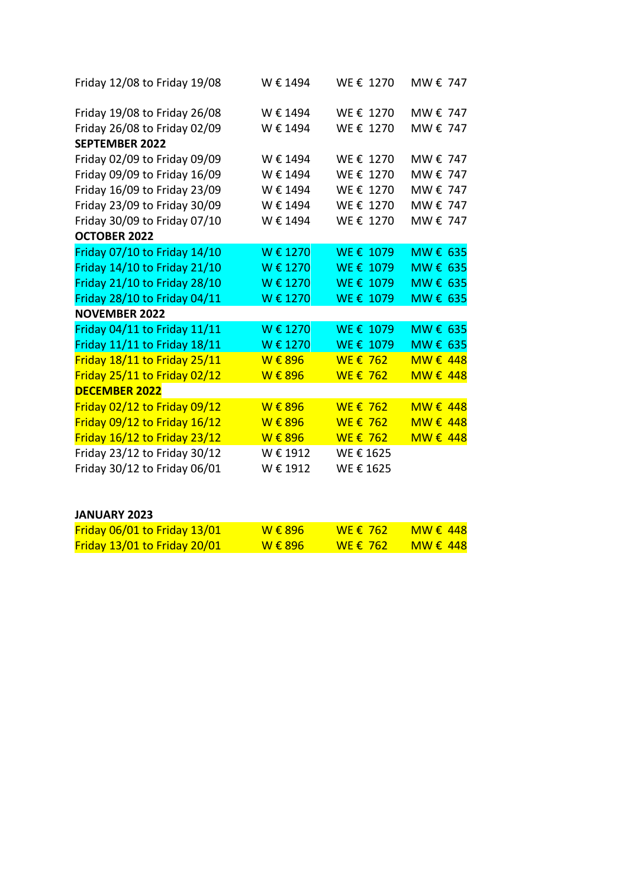| | | | |
|---|---|---|---|
| Friday 12/08 to Friday 19/08 | W € 1494 | WE € 1270 | MW € 747 |
| Friday 19/08 to Friday 26/08 | W € 1494 | WE € 1270 | MW € 747 |
| Friday 26/08 to Friday 02/09 | W € 1494 | WE € 1270 | MW € 747 |
| **SEPTEMBER 2022** | | | |
| Friday 02/09 to Friday 09/09 | W € 1494 | WE € 1270 | MW € 747 |
| Friday 09/09 to Friday 16/09 | W € 1494 | WE € 1270 | MW € 747 |
| Friday 16/09 to Friday 23/09 | W € 1494 | WE € 1270 | MW € 747 |
| Friday 23/09 to Friday 30/09 | W € 1494 | WE € 1270 | MW € 747 |
| Friday 30/09 to Friday 07/10 | W € 1494 | WE € 1270 | MW € 747 |
| **OCTOBER 2022** | | | |
| Friday 07/10 to Friday 14/10 | W € 1270 | WE € 1079 | MW € 635 |
| Friday 14/10 to Friday 21/10 | W € 1270 | WE € 1079 | MW € 635 |
| Friday 21/10 to Friday 28/10 | W € 1270 | WE € 1079 | MW € 635 |
| Friday 28/10 to Friday 04/11 | W € 1270 | WE € 1079 | MW € 635 |
| **NOVEMBER 2022** | | | |
| Friday 04/11 to Friday 11/11 | W € 1270 | WE € 1079 | MW € 635 |
| Friday 11/11 to Friday 18/11 | W € 1270 | WE € 1079 | MW € 635 |
| Friday 18/11 to Friday 25/11 | W € 896 | WE € 762 | MW € 448 |
| Friday 25/11 to Friday 02/12 | W € 896 | WE € 762 | MW € 448 |
| **DECEMBER 2022** | | | |
| Friday 02/12 to Friday 09/12 | W € 896 | WE € 762 | MW € 448 |
| Friday 09/12 to Friday 16/12 | W € 896 | WE € 762 | MW € 448 |
| Friday 16/12 to Friday 23/12 | W € 896 | WE € 762 | MW € 448 |
| Friday 23/12 to Friday 30/12 | W € 1912 | WE € 1625 | |
| Friday 30/12 to Friday 06/01 | W € 1912 | WE € 1625 | |

| | | | |
|---|---|---|---|
| **JANUARY 2023** | | | |
| Friday 06/01 to Friday 13/01 | W € 896 | WE € 762 | MW € 448 |
| Friday 13/01 to Friday 20/01 | W € 896 | WE € 762 | MW € 448 |